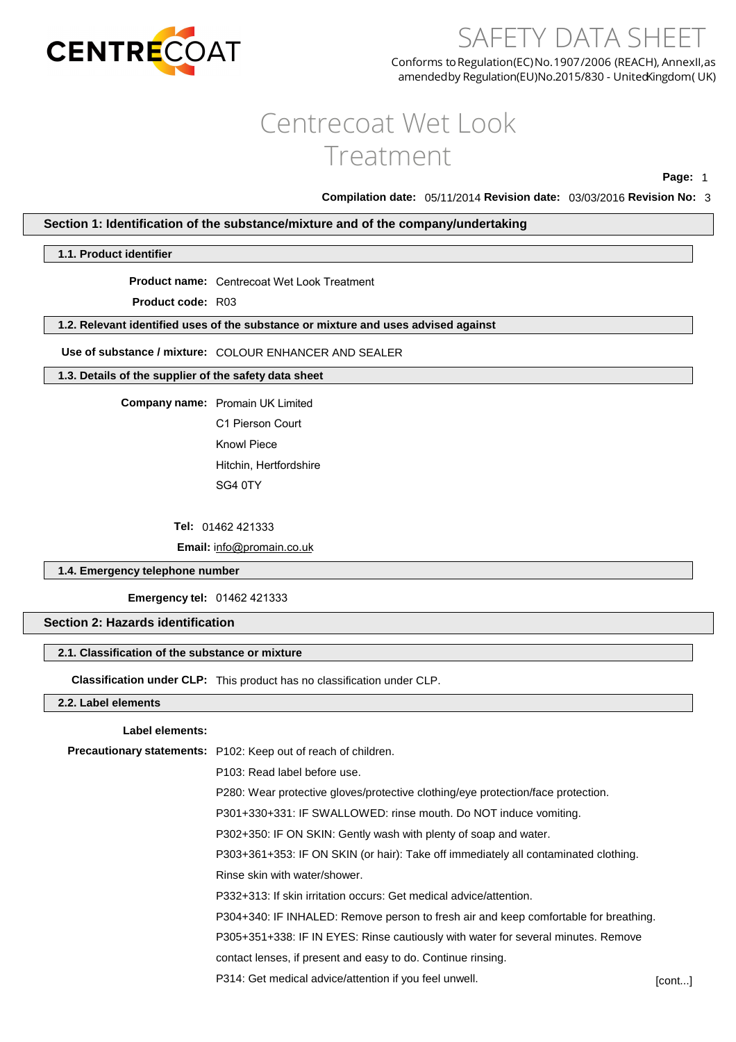CENTRECOAT

# SAFETY DATA SHEET

Conforms to Regulation(EC) No.1907/2006 (REACH), AnnexII, as amended by Regulation(EU)No.2015/830 - United Kingdom( UK)

# Centrecoat Wet Look Treatment

**Compilation date:** 05/11/2014 **Revision date:** 03/03/2016 **Revision No:** 3

## Section 1: Identification of the substance/mixture and of the company/undertaking

### 1.1. Product identifier

**Product name:** Centrecoat Wet Look Treatment

**Product code:** R03

### 1.2. Relevant identified uses of the substance or mixture and uses advised against

**Use of substance / mixture:** COLOUR ENHANCER AND SEALER

### 1.3. Details of the supplier of the safety data sheet

**Company name:** Promain UK Limited
C1 Pierson Court
Knowl Piece
Hitchin, Hertfordshire
SG4 0TY

**Tel:** 01462 421333

**Email:** info@promain.co.uk

### 1.4. Emergency telephone number

**Emergency tel:** 01462 421333

## Section 2: Hazards identification

### 2.1. Classification of the substance or mixture

**Classification under CLP:** This product has no classification under CLP.

### 2.2. Label elements

**Label elements:**

**Precautionary statements:**
P102: Keep out of reach of children.
P103: Read label before use.
P280: Wear protective gloves/protective clothing/eye protection/face protection.
P301+330+331: IF SWALLOWED: rinse mouth. Do NOT induce vomiting.
P302+350: IF ON SKIN: Gently wash with plenty of soap and water.
P303+361+353: IF ON SKIN (or hair): Take off immediately all contaminated clothing. Rinse skin with water/shower.
P332+313: If skin irritation occurs: Get medical advice/attention.
P304+340: IF INHALED: Remove person to fresh air and keep comfortable for breathing.
P305+351+338: IF IN EYES: Rinse cautiously with water for several minutes. Remove contact lenses, if present and easy to do. Continue rinsing.
P314: Get medical advice/attention if you feel unwell.

[cont...]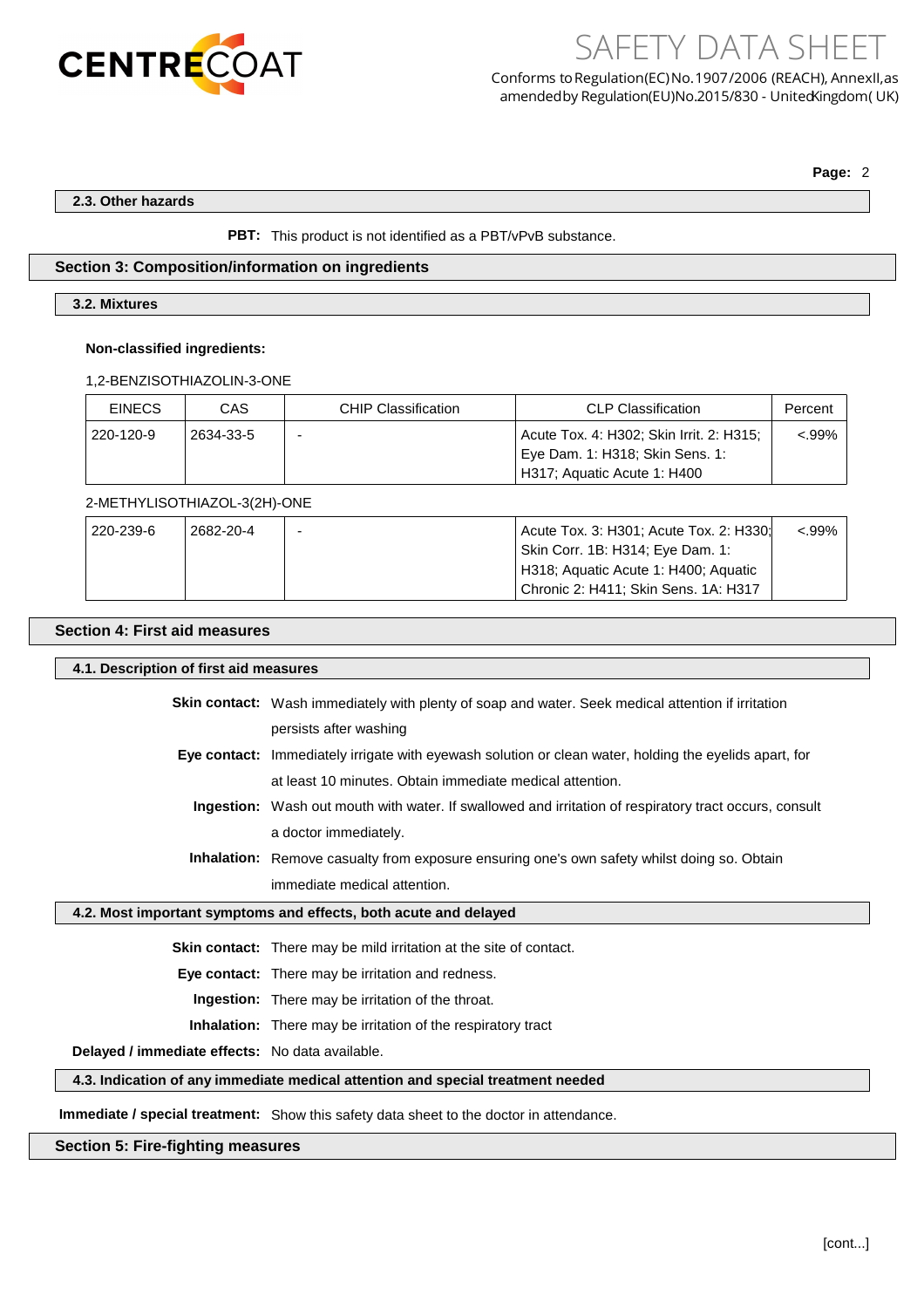### 2.3. Other hazards

**PBT:** This product is not identified as a PBT/vPvB substance.

## Section 3: Composition/information on ingredients

### 3.2. Mixtures

**Non-classified ingredients:**

1,2-BENZISOTHIAZOLIN-3-ONE

| EINECS | CAS | CHIP Classification | CLP Classification | Percent |
|---|---|---|---|---|
| 220-120-9 | 2634-33-5 | - | Acute Tox. 4: H302; Skin Irrit. 2: H315; Eye Dam. 1: H318; Skin Sens. 1: H317; Aquatic Acute 1: H400 | <.99% |

2-METHYLISOTHIAZOL-3(2H)-ONE

| EINECS | CAS | CHIP Classification | CLP Classification | Percent |
|---|---|---|---|---|
| 220-239-6 | 2682-20-4 | - | Acute Tox. 3: H301; Acute Tox. 2: H330; Skin Corr. 1B: H314; Eye Dam. 1: H318; Aquatic Acute 1: H400; Aquatic Chronic 2: H411; Skin Sens. 1A: H317 | <.99% |

## Section 4: First aid measures

### 4.1. Description of first aid measures

**Skin contact:** Wash immediately with plenty of soap and water. Seek medical attention if irritation persists after washing

**Eye contact:** Immediately irrigate with eyewash solution or clean water, holding the eyelids apart, for at least 10 minutes. Obtain immediate medical attention.

**Ingestion:** Wash out mouth with water. If swallowed and irritation of respiratory tract occurs, consult a doctor immediately.

**Inhalation:** Remove casualty from exposure ensuring one's own safety whilst doing so. Obtain immediate medical attention.

### 4.2. Most important symptoms and effects, both acute and delayed

**Skin contact:** There may be mild irritation at the site of contact.

**Eye contact:** There may be irritation and redness.

**Ingestion:** There may be irritation of the throat.

**Inhalation:** There may be irritation of the respiratory tract

**Delayed / immediate effects:** No data available.

### 4.3. Indication of any immediate medical attention and special treatment needed

**Immediate / special treatment:** Show this safety data sheet to the doctor in attendance.

## Section 5: Fire-fighting measures

[cont...]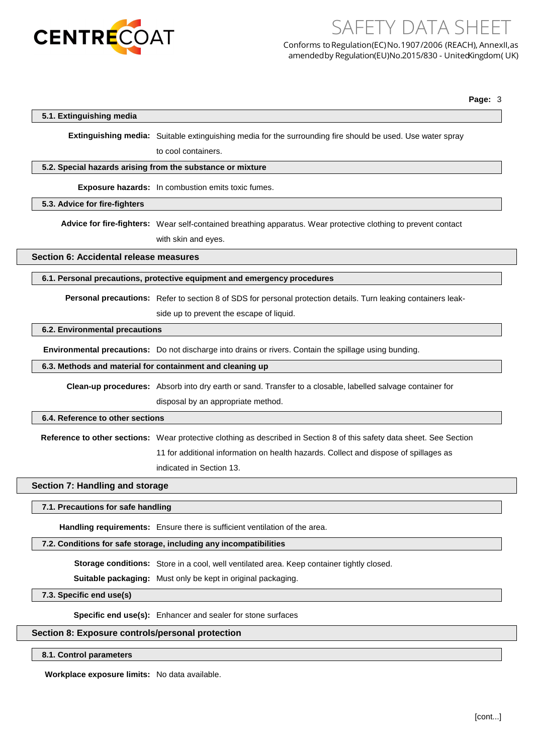#### 5.1. Extinguishing media

**Extinguishing media:** Suitable extinguishing media for the surrounding fire should be used. Use water spray to cool containers.

#### 5.2. Special hazards arising from the substance or mixture

**Exposure hazards:** In combustion emits toxic fumes.

#### 5.3. Advice for fire-fighters

**Advice for fire-fighters:** Wear self-contained breathing apparatus. Wear protective clothing to prevent contact with skin and eyes.

### Section 6: Accidental release measures

#### 6.1. Personal precautions, protective equipment and emergency procedures

**Personal precautions:** Refer to section 8 of SDS for personal protection details. Turn leaking containers leak-side up to prevent the escape of liquid.

#### 6.2. Environmental precautions

**Environmental precautions:** Do not discharge into drains or rivers. Contain the spillage using bunding.

#### 6.3. Methods and material for containment and cleaning up

**Clean-up procedures:** Absorb into dry earth or sand. Transfer to a closable, labelled salvage container for disposal by an appropriate method.

#### 6.4. Reference to other sections

**Reference to other sections:** Wear protective clothing as described in Section 8 of this safety data sheet. See Section 11 for additional information on health hazards. Collect and dispose of spillages as indicated in Section 13.

### Section 7: Handling and storage

#### 7.1. Precautions for safe handling

**Handling requirements:** Ensure there is sufficient ventilation of the area.

#### 7.2. Conditions for safe storage, including any incompatibilities

**Storage conditions:** Store in a cool, well ventilated area. Keep container tightly closed.

**Suitable packaging:** Must only be kept in original packaging.

#### 7.3. Specific end use(s)

**Specific end use(s):** Enhancer and sealer for stone surfaces

### Section 8: Exposure controls/personal protection

#### 8.1. Control parameters

**Workplace exposure limits:** No data available.

[cont...]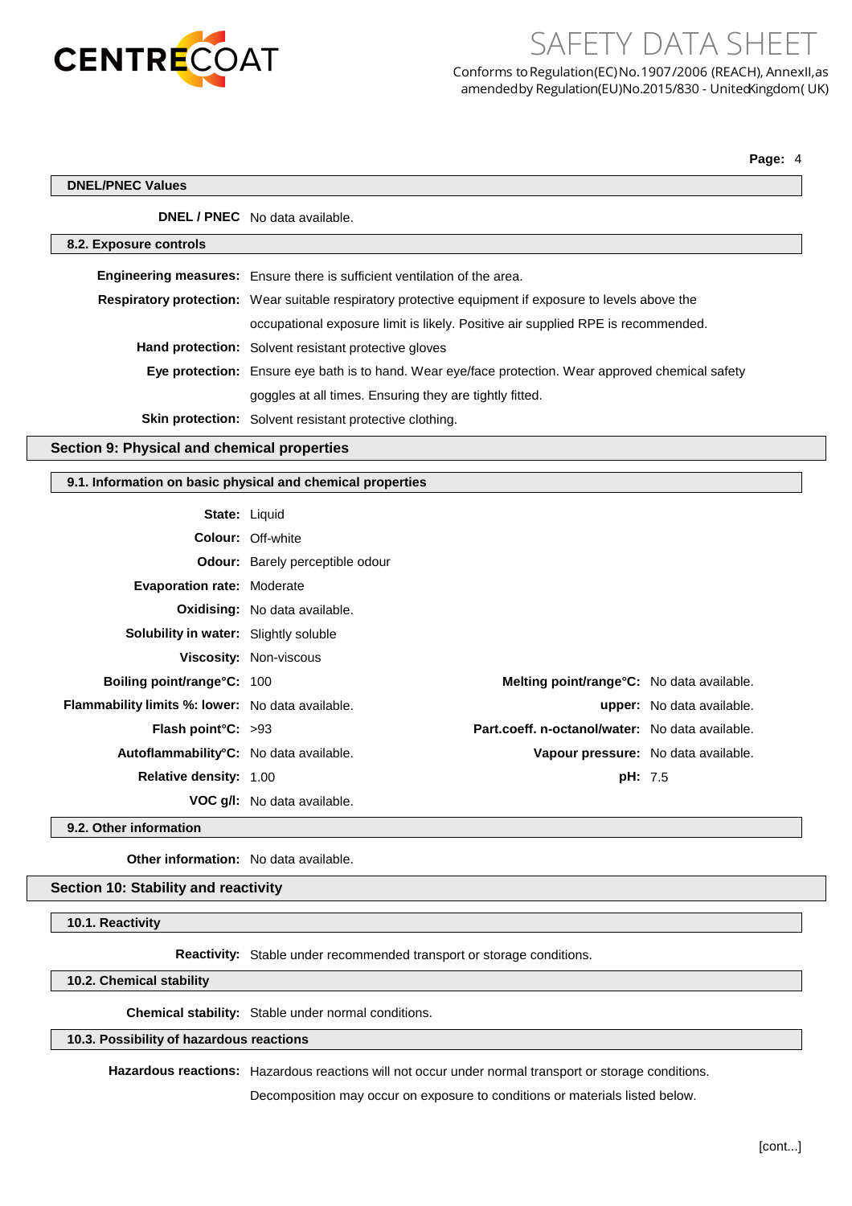### DNEL/PNEC Values

**DNEL / PNEC** No data available.

### 8.2. Exposure controls

**Engineering measures:** Ensure there is sufficient ventilation of the area.

**Respiratory protection:** Wear suitable respiratory protective equipment if exposure to levels above the occupational exposure limit is likely. Positive air supplied RPE is recommended.

**Hand protection:** Solvent resistant protective gloves

**Eye protection:** Ensure eye bath is to hand. Wear eye/face protection. Wear approved chemical safety goggles at all times. Ensuring they are tightly fitted.

**Skin protection:** Solvent resistant protective clothing.

## Section 9: Physical and chemical properties

### 9.1. Information on basic physical and chemical properties

**State:** Liquid

**Colour:** Off-white

**Odour:** Barely perceptible odour

**Evaporation rate:** Moderate

**Oxidising:** No data available.

**Solubility in water:** Slightly soluble

**Viscosity:** Non-viscous

| | | | |
|---|---|---|---|
| **Boiling point/range°C:** | 100 | **Melting point/range°C:** | No data available. |
| **Flammability limits %: lower:** | No data available. | **upper:** | No data available. |
| **Flash point°C:** | >93 | **Part.coeff. n-octanol/water:** | No data available. |
| **Autoflammability°C:** | No data available. | **Vapour pressure:** | No data available. |
| **Relative density:** | 1.00 | **pH:** | 7.5 |
| **VOC g/l:** | No data available. | | |

### 9.2. Other information

**Other information:** No data available.

## Section 10: Stability and reactivity

### 10.1. Reactivity

**Reactivity:** Stable under recommended transport or storage conditions.

### 10.2. Chemical stability

**Chemical stability:** Stable under normal conditions.

### 10.3. Possibility of hazardous reactions

**Hazardous reactions:** Hazardous reactions will not occur under normal transport or storage conditions. Decomposition may occur on exposure to conditions or materials listed below.

[cont...]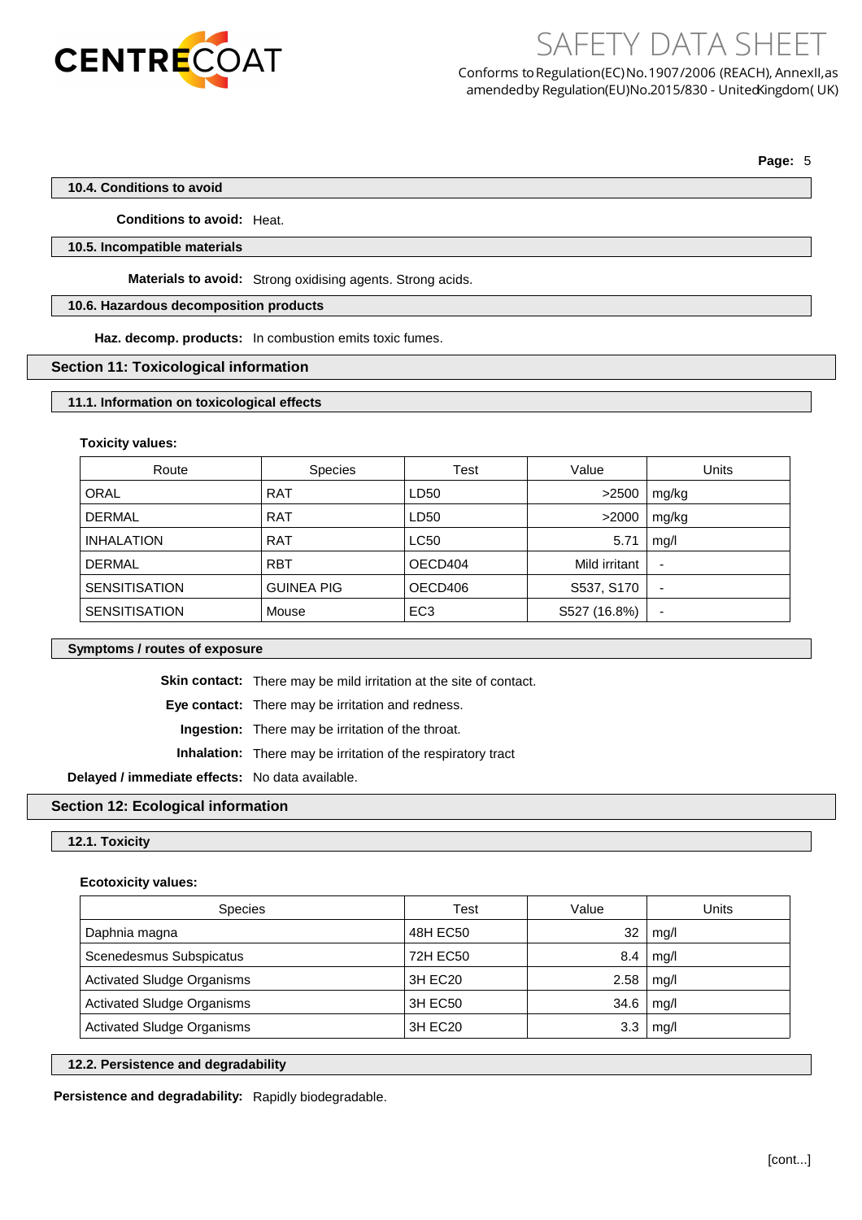### 10.4. Conditions to avoid

**Conditions to avoid:** Heat.

### 10.5. Incompatible materials

**Materials to avoid:** Strong oxidising agents. Strong acids.

### 10.6. Hazardous decomposition products

**Haz. decomp. products:** In combustion emits toxic fumes.

## Section 11: Toxicological information

### 11.1. Information on toxicological effects

**Toxicity values:**

| Route | Species | Test | Value | Units |
|---|---|---|---|---|
| ORAL | RAT | LD50 | >2500 | mg/kg |
| DERMAL | RAT | LD50 | >2000 | mg/kg |
| INHALATION | RAT | LC50 | 5.71 | mg/l |
| DERMAL | RBT | OECD404 | Mild irritant | - |
| SENSITISATION | GUINEA PIG | OECD406 | S537, S170 | - |
| SENSITISATION | Mouse | EC3 | S527 (16.8%) | - |

### Symptoms / routes of exposure

**Skin contact:** There may be mild irritation at the site of contact.

**Eye contact:** There may be irritation and redness.

**Ingestion:** There may be irritation of the throat.

**Inhalation:** There may be irritation of the respiratory tract

**Delayed / immediate effects:** No data available.

## Section 12: Ecological information

### 12.1. Toxicity

**Ecotoxicity values:**

| Species | Test | Value | Units |
|---|---|---|---|
| Daphnia magna | 48H EC50 | 32 | mg/l |
| Scenedesmus Subspicatus | 72H EC50 | 8.4 | mg/l |
| Activated Sludge Organisms | 3H EC20 | 2.58 | mg/l |
| Activated Sludge Organisms | 3H EC50 | 34.6 | mg/l |
| Activated Sludge Organisms | 3H EC20 | 3.3 | mg/l |

### 12.2. Persistence and degradability

**Persistence and degradability:** Rapidly biodegradable.

[cont...]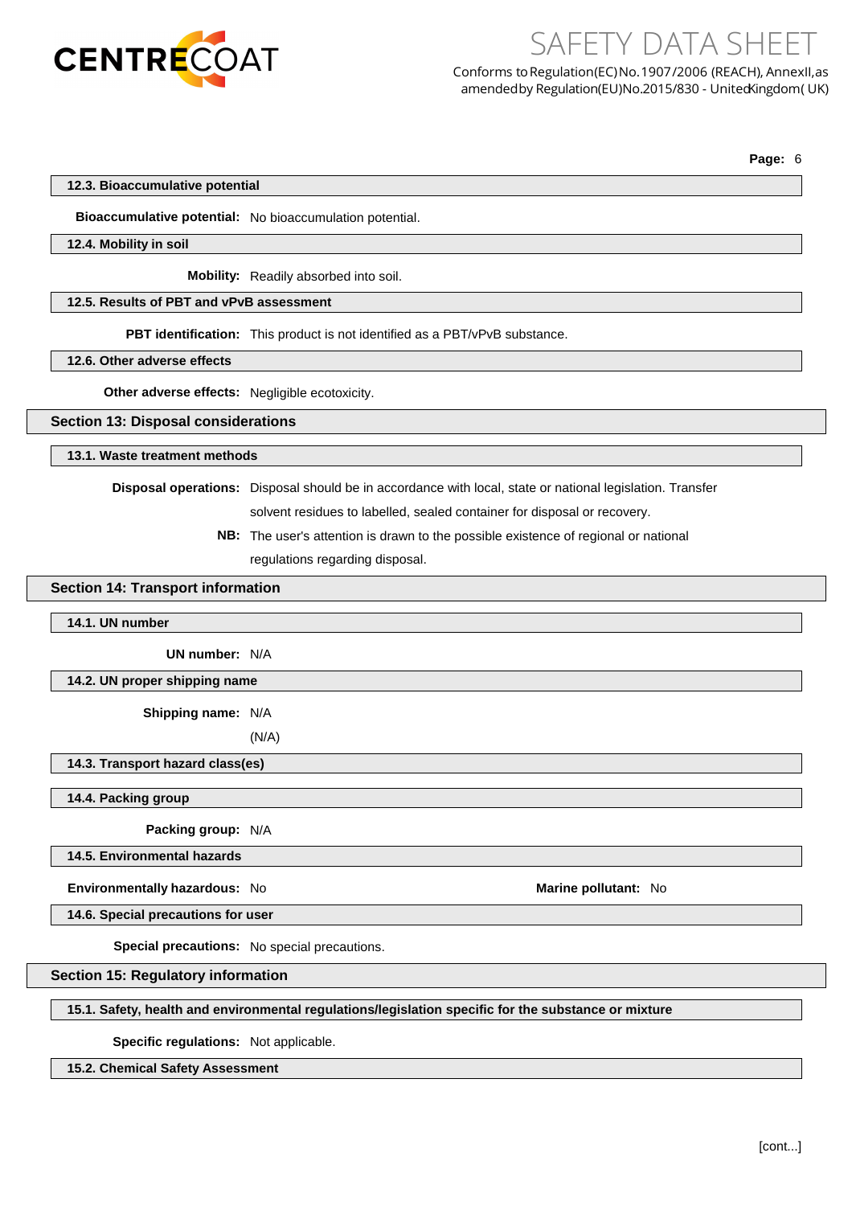### 12.3. Bioaccumulative potential

**Bioaccumulative potential:** No bioaccumulation potential.

### 12.4. Mobility in soil

**Mobility:** Readily absorbed into soil.

### 12.5. Results of PBT and vPvB assessment

**PBT identification:** This product is not identified as a PBT/vPvB substance.

### 12.6. Other adverse effects

**Other adverse effects:** Negligible ecotoxicity.

## Section 13: Disposal considerations

### 13.1. Waste treatment methods

**Disposal operations:** Disposal should be in accordance with local, state or national legislation. Transfer solvent residues to labelled, sealed container for disposal or recovery.

**NB:** The user's attention is drawn to the possible existence of regional or national regulations regarding disposal.

## Section 14: Transport information

### 14.1. UN number

**UN number:** N/A

### 14.2. UN proper shipping name

**Shipping name:** N/A

(N/A)

### 14.3. Transport hazard class(es)

### 14.4. Packing group

**Packing group:** N/A

### 14.5. Environmental hazards

**Environmentally hazardous:** No

**Marine pollutant:** No

### 14.6. Special precautions for user

**Special precautions:** No special precautions.

## Section 15: Regulatory information

### 15.1. Safety, health and environmental regulations/legislation specific for the substance or mixture

**Specific regulations:** Not applicable.

### 15.2. Chemical Safety Assessment

[cont...]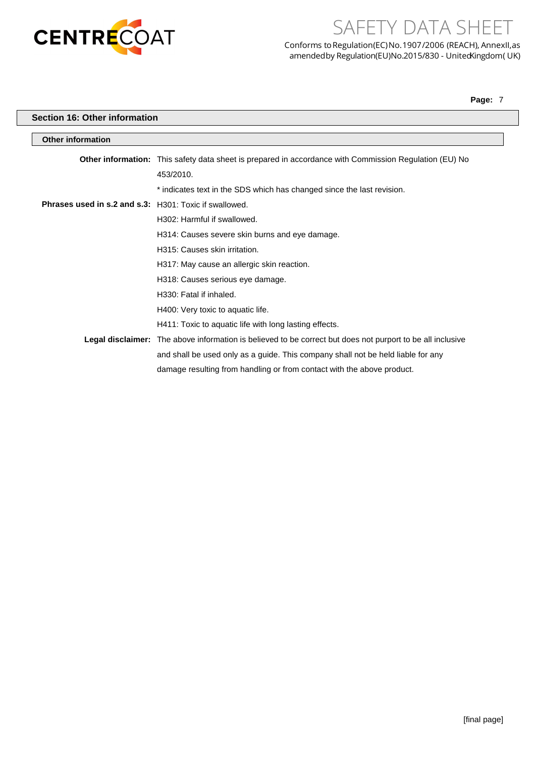## Section 16: Other information

### Other information

**Other information:** This safety data sheet is prepared in accordance with Commission Regulation (EU) No 453/2010.

* indicates text in the SDS which has changed since the last revision.

**Phrases used in s.2 and s.3:** H301: Toxic if swallowed.

H302: Harmful if swallowed.

H314: Causes severe skin burns and eye damage.

H315: Causes skin irritation.

H317: May cause an allergic skin reaction.

H318: Causes serious eye damage.

H330: Fatal if inhaled.

H400: Very toxic to aquatic life.

H411: Toxic to aquatic life with long lasting effects.

**Legal disclaimer:** The above information is believed to be correct but does not purport to be all inclusive and shall be used only as a guide. This company shall not be held liable for any damage resulting from handling or from contact with the above product.

[final page]